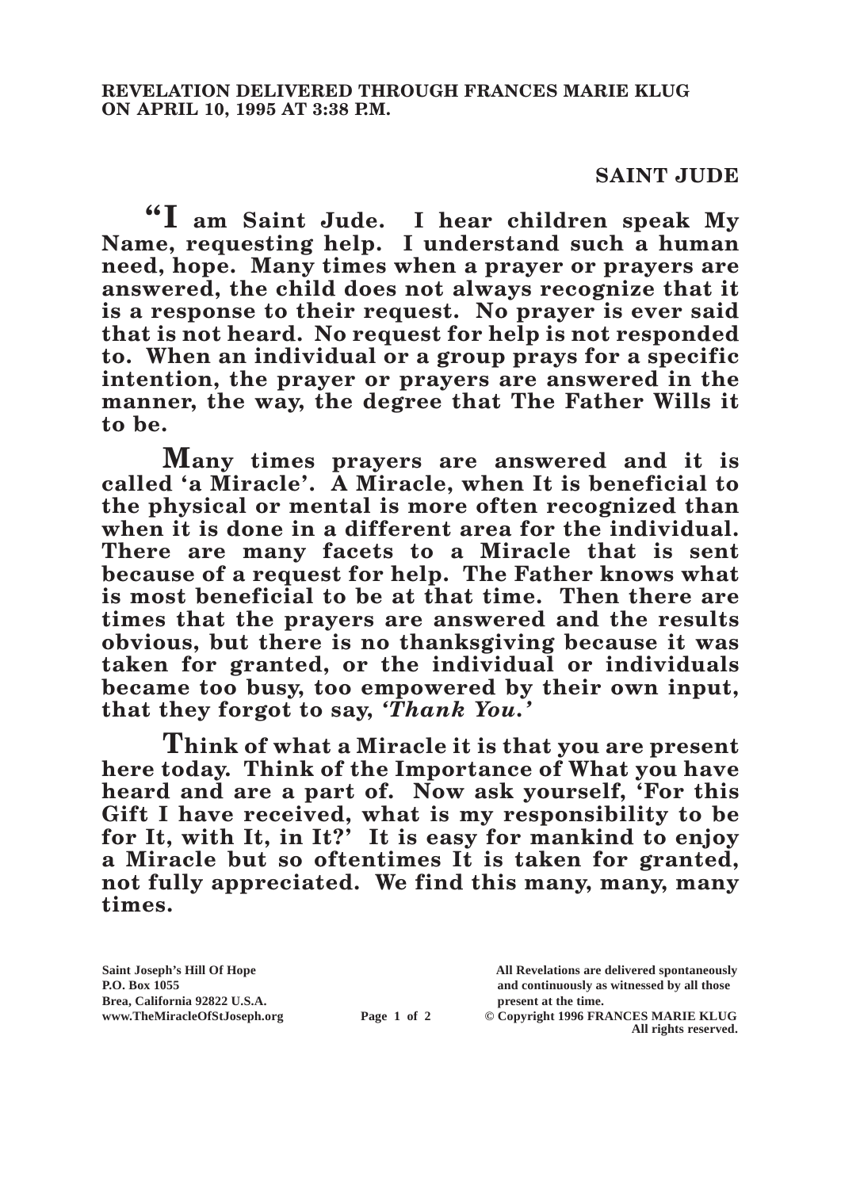**REVELATION DELIVERED THROUGH FRANCES MARIE KLUG ON APRIL 10, 1995 AT 3:38 P.M.**

## SAINT JUDE

**"I am Saint Jude. I hear children speak My Name, requesting help. I understand such a human need, hope. Many times when a prayer or prayers are answered, the child does not always recognize that it is a response to their request. No prayer is ever said that is not heard. No request for help is not responded to. When an individual or a group prays for a specific intention, the prayer or prayers are answered in the manner, the way, the degree that The Father Wills it to be.**

**Many times prayers are answered and it is called 'a Miracle'. A Miracle, when It is beneficial to the physical or mental is more often recognized than when it is done in a different area for the individual. There are many facets to a Miracle that is sent because of a request for help. The Father knows what is most beneficial to be at that time. Then there are times that the prayers are answered and the results obvious, but there is no thanksgiving because it was taken for granted, or the individual or individuals became too busy, too empowered by their own input, that they forgot to say, *'Thank You.'***

**Think of what a Miracle it is that you are present here today. Think of the Importance of What you have heard and are a part of. Now ask yourself, 'For this Gift I have received, what is my responsibility to be for It, with It, in It?' It is easy for mankind to enjoy a Miracle but so oftentimes It is taken for granted, not fully appreciated. We find this many, many, many times.**

Saint Joseph's Hill Of Hope
P.O. Box 1055
Brea, California 92822 U.S.A.
www.TheMiracleOfStJoseph.org

All Revelations are delivered spontaneously and continuously as witnessed by all those present at the time.
© Copyright 1996 FRANCES MARIE KLUG
All rights reserved.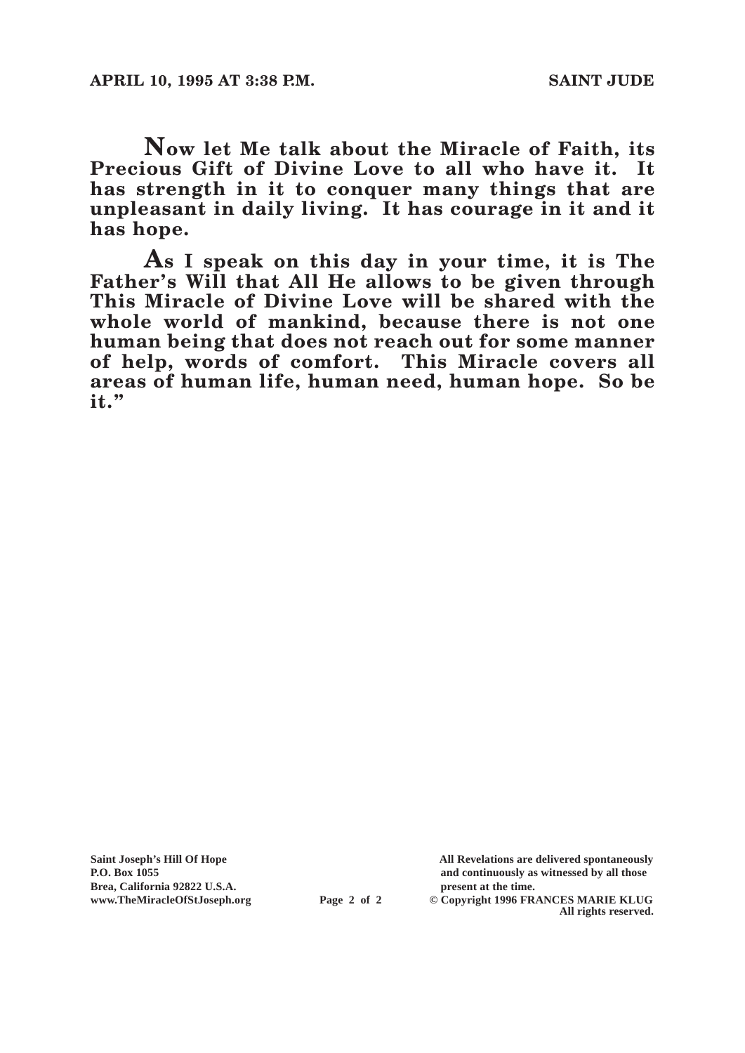**Now let Me talk about the Miracle of Faith, its Precious Gift of Divine Love to all who have it. It has strength in it to conquer many things that are unpleasant in daily living. It has courage in it and it has hope.**

**As I speak on this day in your time, it is The Father's Will that All He allows to be given through This Miracle of Divine Love will be shared with the whole world of mankind, because there is not one human being that does not reach out for some manner of help, words of comfort. This Miracle covers all areas of human life, human need, human hope. So be it."**